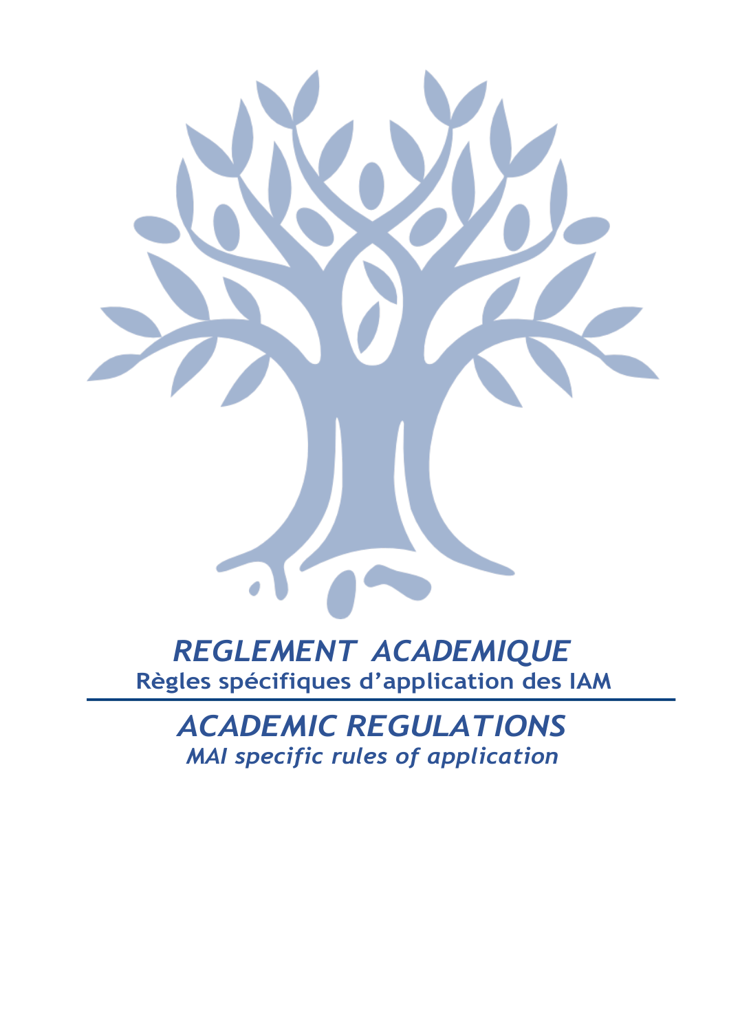# *REGLEMENT ACADEMIQUE*

**Règles spécifiques d'application des IAM**

# *ACADEMIC REGULATIONS*

***MAI specific rules of application***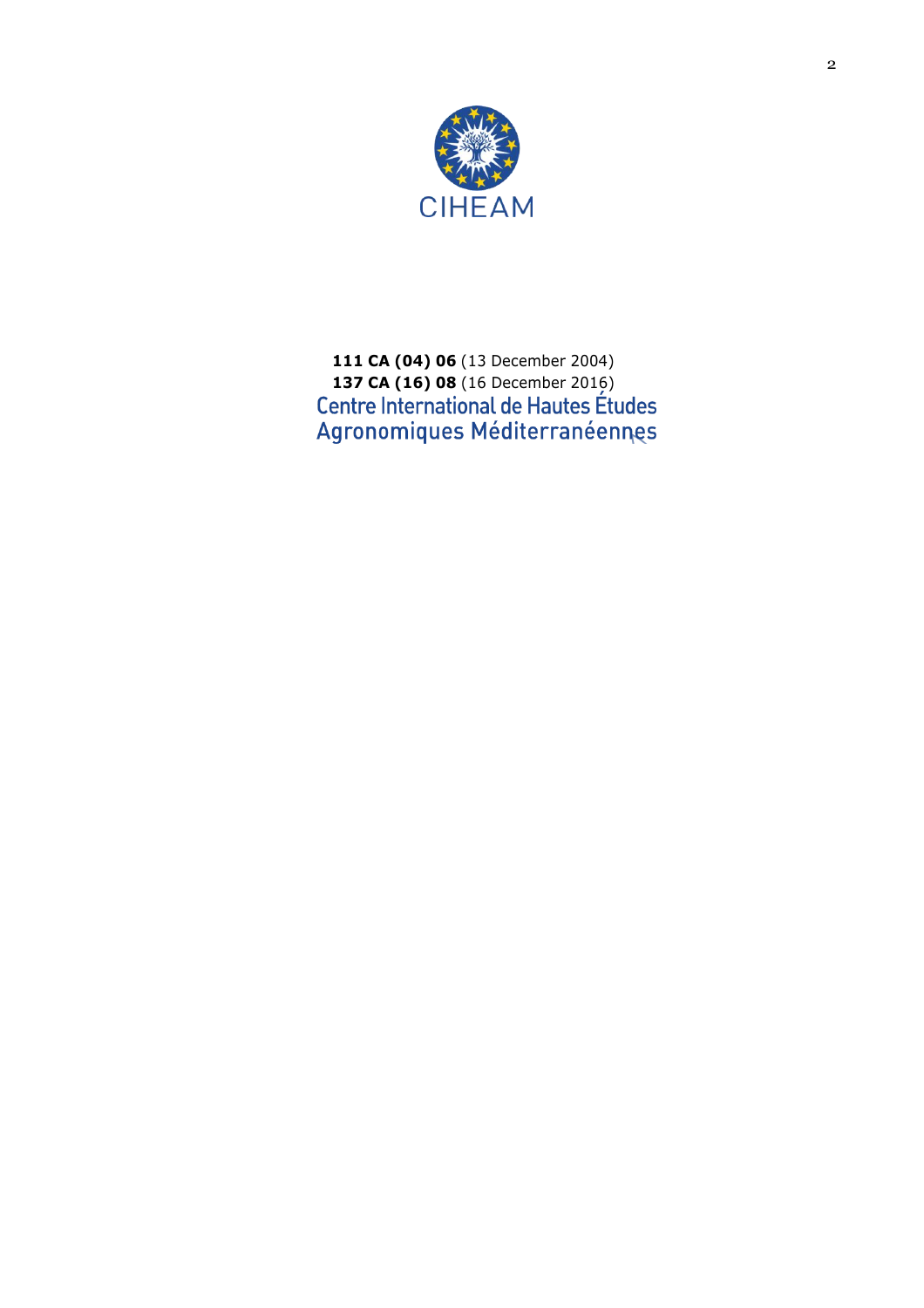CIHEAM

**111 CA (04) 06** (13 December 2004)
**137 CA (16) 08** (16 December 2016)

Centre International de Hautes Études Agronomiques Méditerranéennes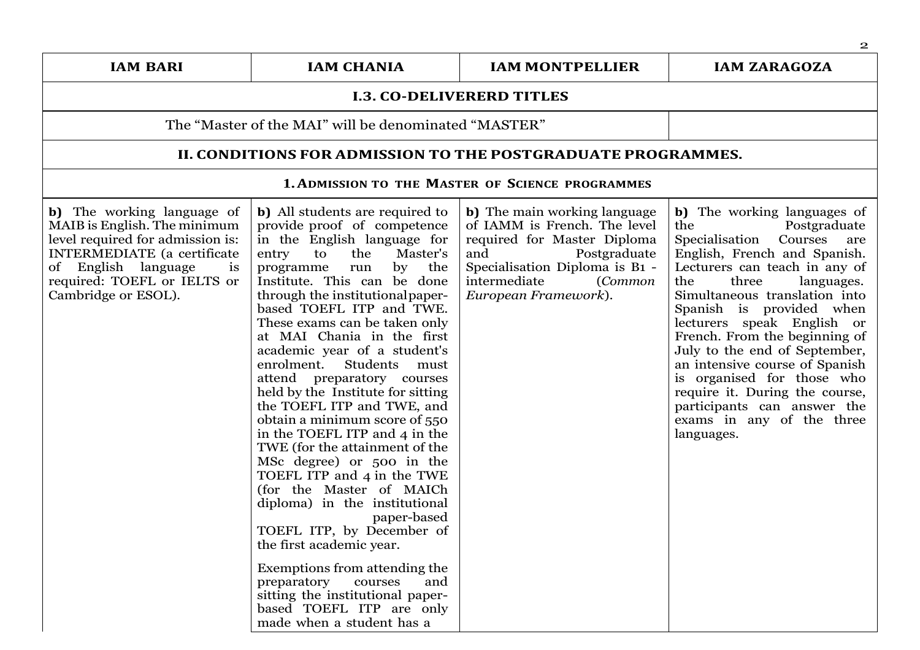| IAM BARI | IAM CHANIA | IAM MONTPELLIER | IAM ZARAGOZA |
|---|---|---|---|
| **I.3. CO-DELIVERERD TITLES** | | | |
| The “Master of the MAI” will be denominated “MASTER” | | | |
| **II. CONDITIONS FOR ADMISSION TO THE POSTGRADUATE PROGRAMMES.** | | | |
| **1. ADMISSION TO THE MASTER OF SCIENCE PROGRAMMES** | | | |
| **b)** The working language of MAIB is English. The minimum level required for admission is: INTERMEDIATE (a certificate of English language is required: TOEFL or IELTS or Cambridge or ESOL). | **b)** All students are required to provide proof of competence in the English language for entry to the Master's programme run by the Institute. This can be done through the institutional paper-based TOEFL ITP and TWE. These exams can be taken only at MAI Chania in the first academic year of a student's enrolment. Students must attend preparatory courses held by the Institute for sitting the TOEFL ITP and TWE, and obtain a minimum score of 550 in the TOEFL ITP and 4 in the TWE (for the attainment of the MSc degree) or 500 in the TOEFL ITP and 4 in the TWE (for the Master of MAICh diploma) in the institutional paper-based TOEFL ITP, by December of the first academic year.<br><br>Exemptions from attending the preparatory courses and sitting the institutional paper-based TOEFL ITP are only made when a student has a | **b)** The main working language of IAMM is French. The level required for Master Diploma and Postgraduate Specialisation Diploma is B1 - intermediate (*Common European Framework*). | **b)** The working languages of the Postgraduate Specialisation Courses are English, French and Spanish. Lecturers can teach in any of the three languages. Simultaneous translation into Spanish is provided when lecturers speak English or French. From the beginning of July to the end of September, an intensive course of Spanish is organised for those who require it. During the course, participants can answer the exams in any of the three languages. |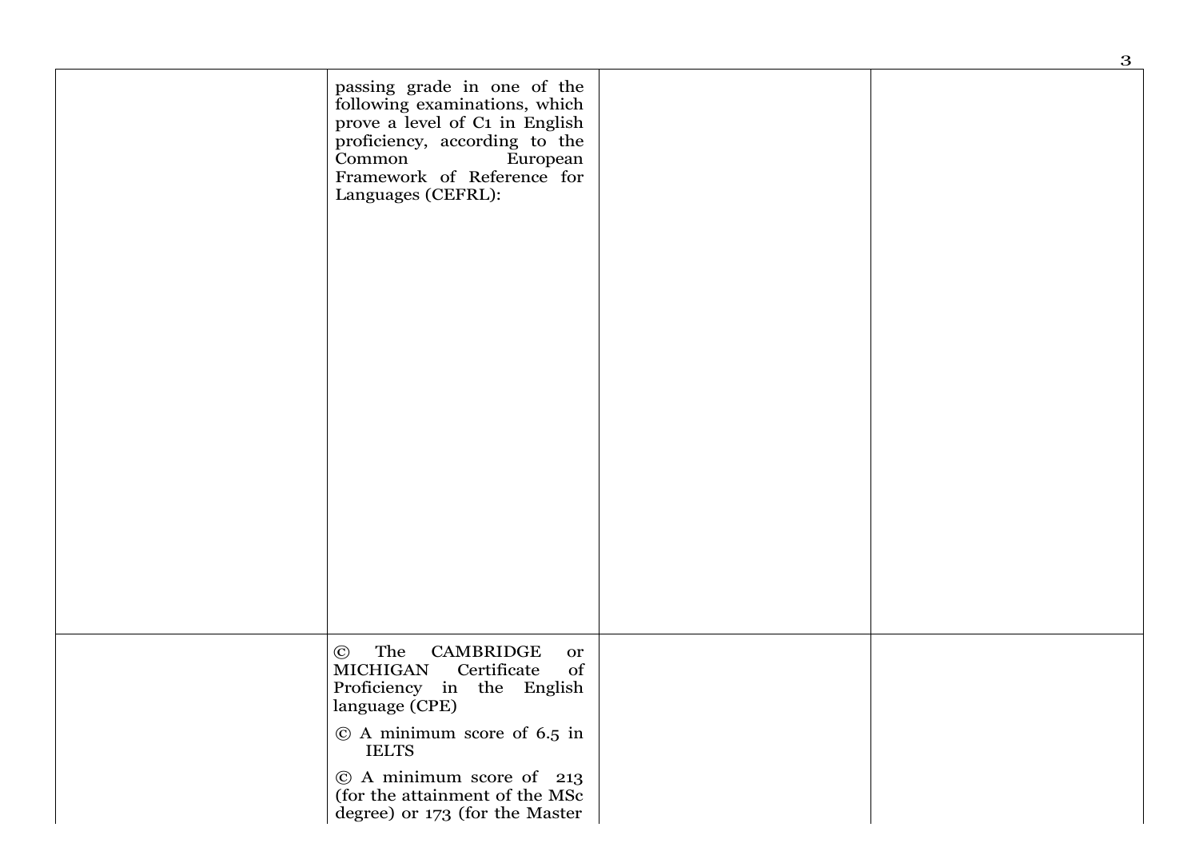| | | | |
|---|---|---|---|
| | passing grade in one of the following examinations, which prove a level of C1 in English proficiency, according to the Common European Framework of Reference for Languages (CEFRL): | | |
| | © The CAMBRIDGE or MICHIGAN Certificate of Proficiency in the English language (CPE)<br><br>© A minimum score of 6.5 in IELTS<br><br>© A minimum score of 213 (for the attainment of the MSc degree) or 173 (for the Master | | |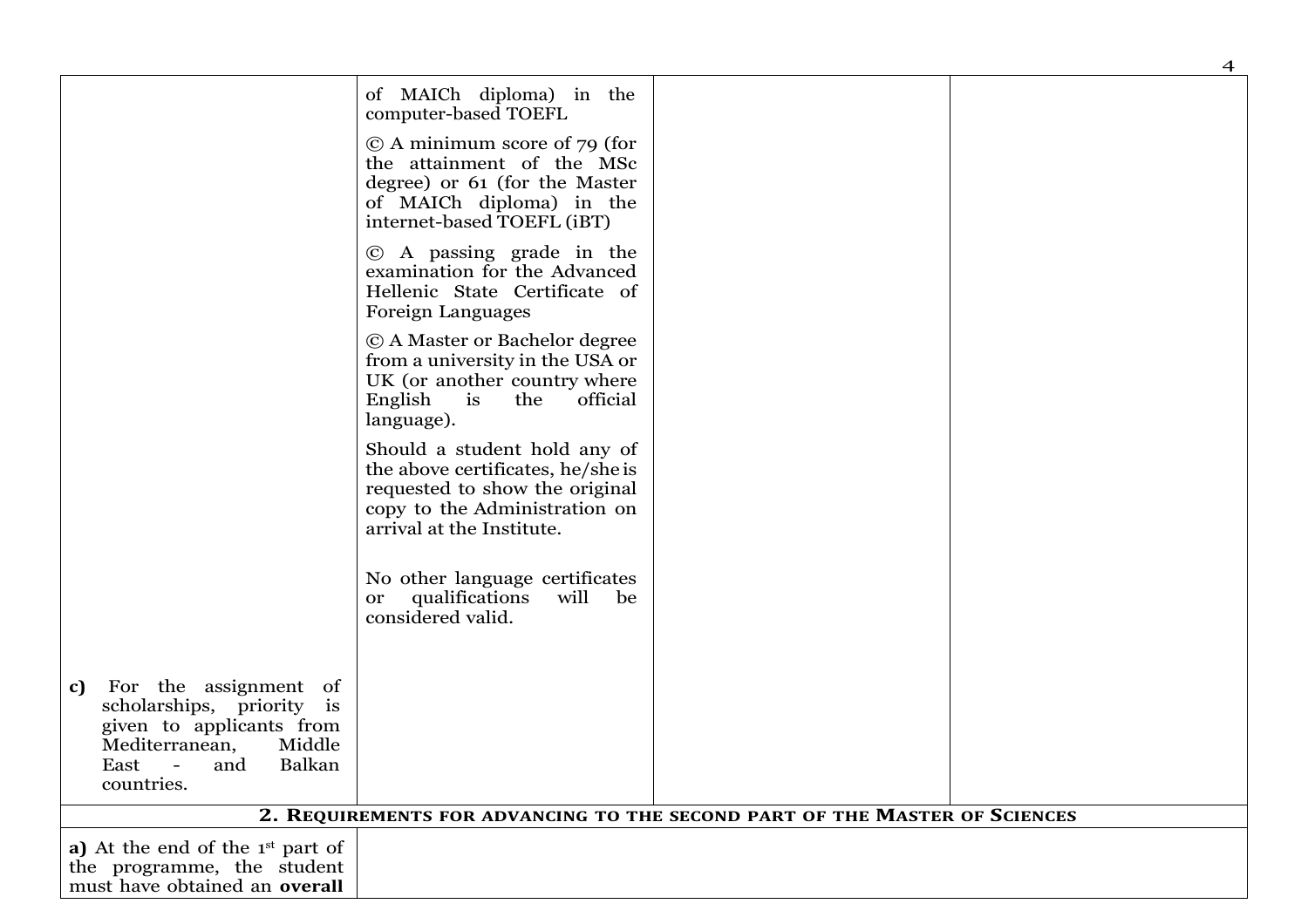| | | | |
|---|---|---|---|
| | of MAICh diploma) in the computer-based TOEFL<br><br>© A minimum score of 79 (for the attainment of the MSc degree) or 61 (for the Master of MAICh diploma) in the internet-based TOEFL (iBT)<br><br>© A passing grade in the examination for the Advanced Hellenic State Certificate of Foreign Languages<br><br>© A Master or Bachelor degree from a university in the USA or UK (or another country where English is the official language).<br><br>Should a student hold any of the above certificates, he/she is requested to show the original copy to the Administration on arrival at the Institute.<br><br>No other language certificates or qualifications will be considered valid. | | |
| **c)** For the assignment of scholarships, priority is given to applicants from Mediterranean, Middle East - and Balkan countries. | | | |
| **2. Requirements for advancing to the second part of the Master of Sciences** | | | |
| **a)** At the end of the 1st part of the programme, the student must have obtained an **overall** | | | |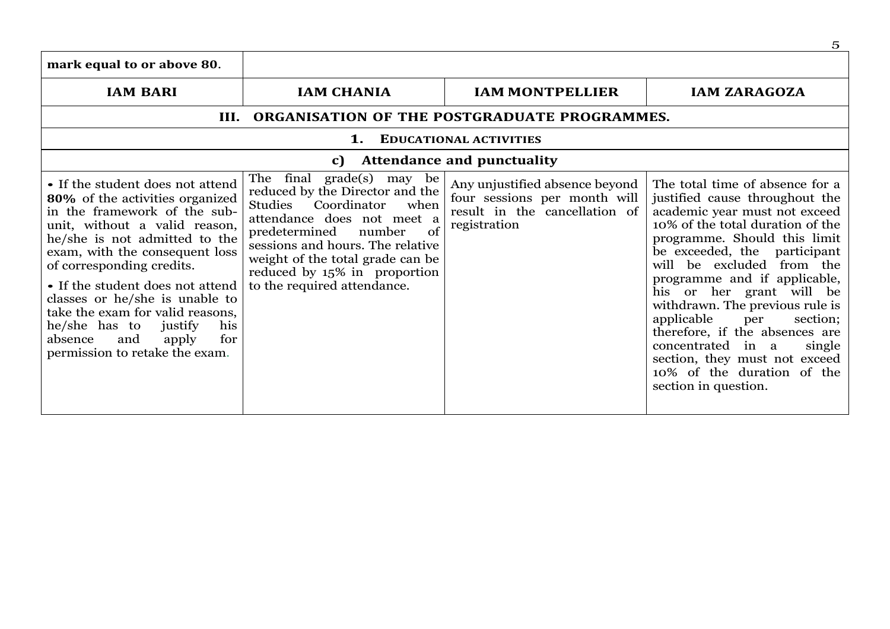| **mark equal to or above 80**. | | | |
|---|---|---|---|
| **IAM BARI** | **IAM CHANIA** | **IAM MONTPELLIER** | **IAM ZARAGOZA** |
| **III. ORGANISATION OF THE POSTGRADUATE PROGRAMMES.** | | | |
| **1. EDUCATIONAL ACTIVITIES** | | | |
| **c) Attendance and punctuality** | | | |
| • If the student does not attend **80%** of the activities organized in the framework of the sub-unit, without a valid reason, he/she is not admitted to the exam, with the consequent loss of corresponding credits.<br>• If the student does not attend classes or he/she is unable to take the exam for valid reasons, he/she has to justify his absence and apply for permission to retake the exam. | The final grade(s) may be reduced by the Director and the Studies Coordinator when attendance does not meet a predetermined number of sessions and hours. The relative weight of the total grade can be reduced by 15% in proportion to the required attendance. | Any unjustified absence beyond four sessions per month will result in the cancellation of registration | The total time of absence for a justified cause throughout the academic year must not exceed 10% of the total duration of the programme. Should this limit be exceeded, the participant will be excluded from the programme and if applicable, his or her grant will be withdrawn. The previous rule is applicable per section; therefore, if the absences are concentrated in a single section, they must not exceed 10% of the duration of the section in question. |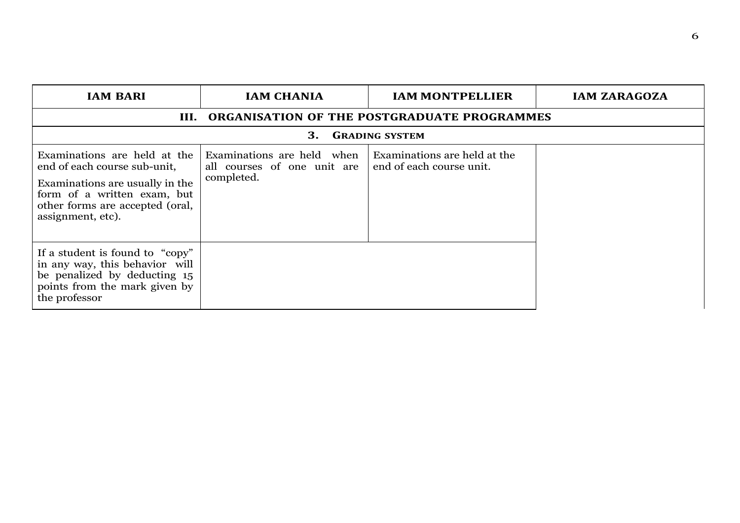| IAM BARI | IAM CHANIA | IAM MONTPELLIER | IAM ZARAGOZA |
|---|---|---|---|
| **III. ORGANISATION OF THE POSTGRADUATE PROGRAMMES** | | | |
| **3. GRADING SYSTEM** | | | |
| Examinations are held at the end of each course sub-unit,<br><br>Examinations are usually in the form of a written exam, but other forms are accepted (oral, assignment, etc). | Examinations are held when all courses of one unit are completed. | Examinations are held at the end of each course unit. | |
| If a student is found to "copy" in any way, this behavior will be penalized by deducting 15 points from the mark given by the professor | | | |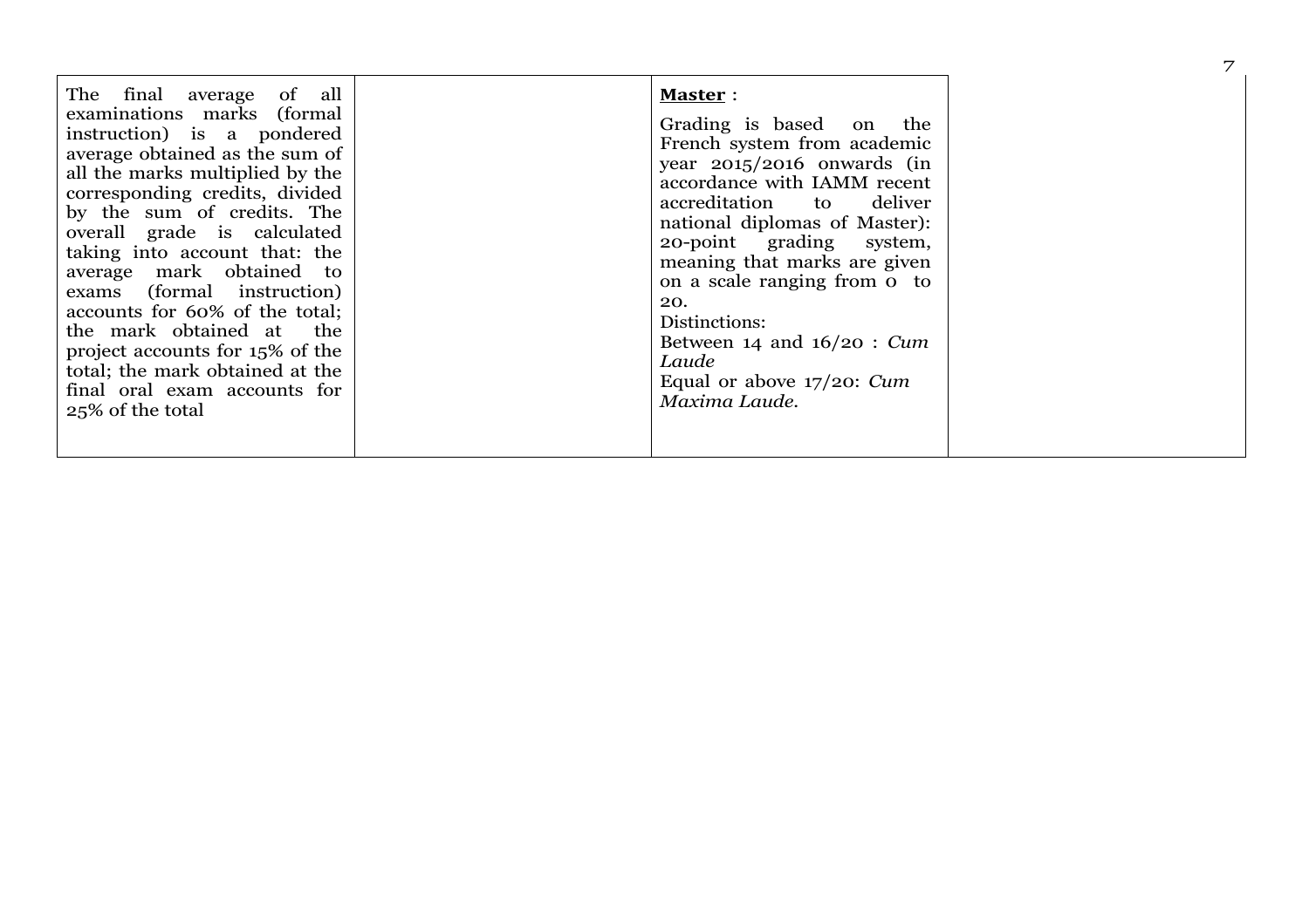| The final average of all examinations marks (formal instruction) is a pondered average obtained as the sum of all the marks multiplied by the corresponding credits, divided by the sum of credits. The overall grade is calculated taking into account that: the average mark obtained to exams (formal instruction) accounts for 60% of the total; the mark obtained at the project accounts for 15% of the total; the mark obtained at the final oral exam accounts for 25% of the total | | **Master** :<br><br>Grading is based on the French system from academic year 2015/2016 onwards (in accordance with IAMM recent accreditation to deliver national diplomas of Master): 20-point grading system, meaning that marks are given on a scale ranging from 0 to 20.<br>Distinctions:<br>Between 14 and 16/20 : *Cum Laude*<br>Equal or above 17/20: *Cum Maxima Laude*. | |
|---|---|---|---|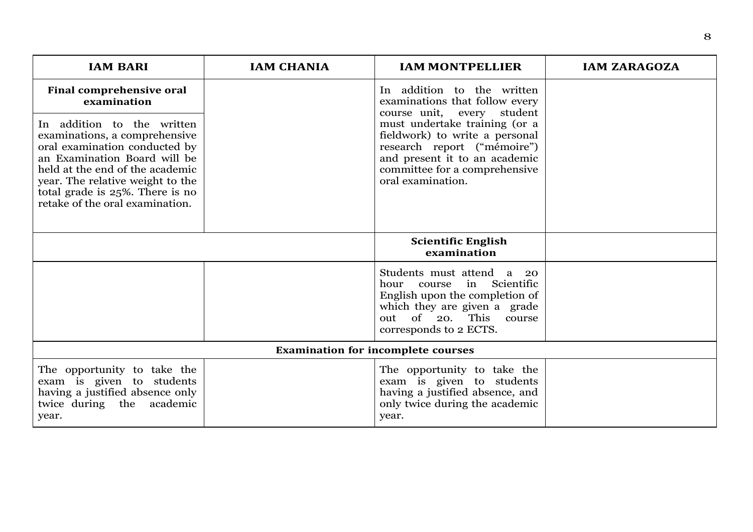| IAM BARI | IAM CHANIA | IAM MONTPELLIER | IAM ZARAGOZA |
|---|---|---|---|
| **Final comprehensive oral examination**<br><br>In addition to the written examinations, a comprehensive oral examination conducted by an Examination Board will be held at the end of the academic year. The relative weight to the total grade is 25%. There is no retake of the oral examination. | | In addition to the written examinations that follow every course unit, every student must undertake training (or a fieldwork) to write a personal research report ("mémoire") and present it to an academic committee for a comprehensive oral examination. | |
| | | **Scientific English examination** | |
| | | Students must attend a 20 hour course in Scientific English upon the completion of which they are given a grade out of 20. This course corresponds to 2 ECTS. | |
| **Examination for incomplete courses** | | | |
| The opportunity to take the exam is given to students having a justified absence only twice during the academic year. | | The opportunity to take the exam is given to students having a justified absence, and only twice during the academic year. | |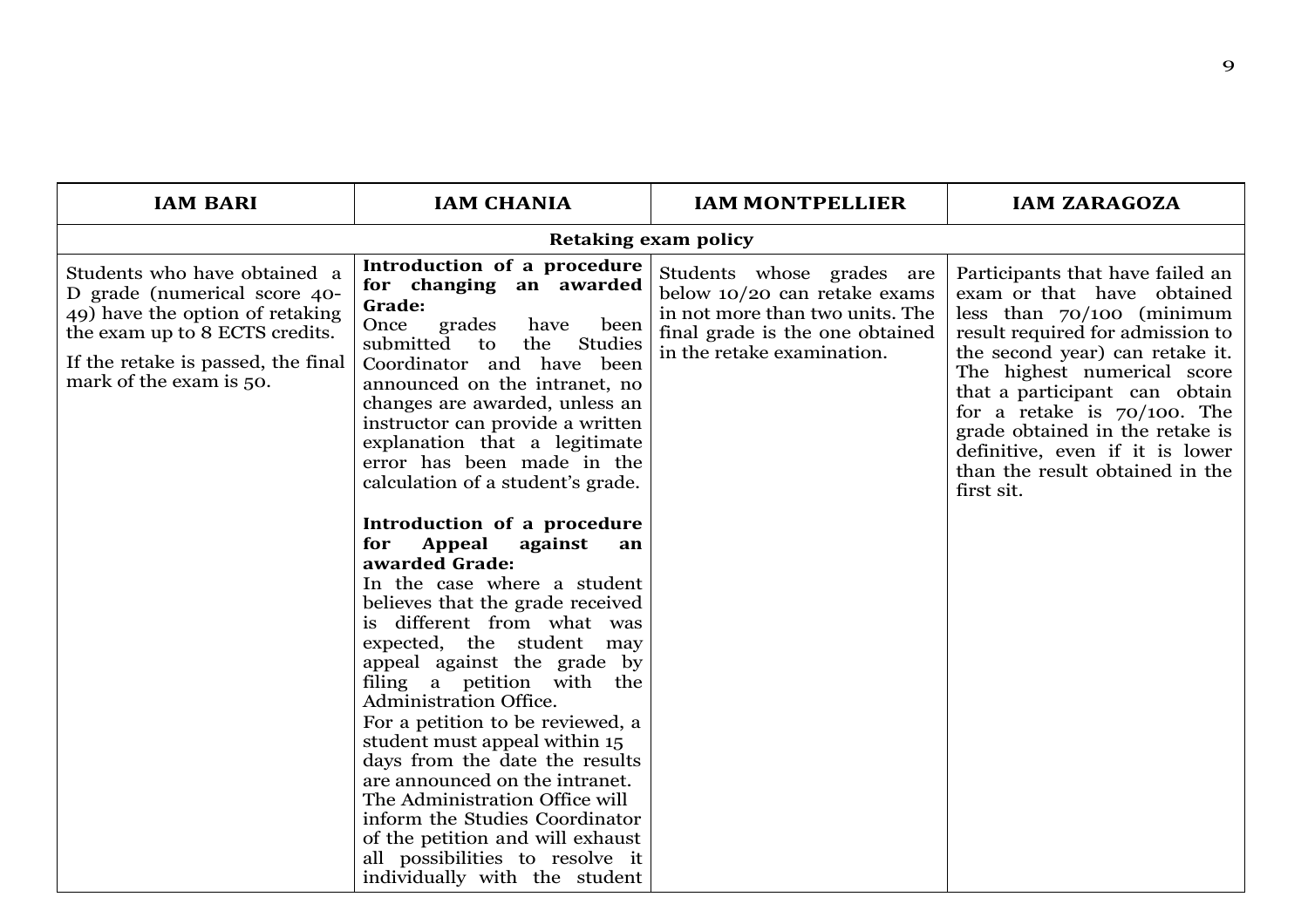| IAM BARI | IAM CHANIA | IAM MONTPELLIER | IAM ZARAGOZA |
| --- | --- | --- | --- |
| **Retaking exam policy** | | | |
| Students who have obtained a D grade (numerical score 40-49) have the option of retaking the exam up to 8 ECTS credits.<br><br>If the retake is passed, the final mark of the exam is 50. | **Introduction of a procedure for changing an awarded Grade:**<br>Once grades have been submitted to the Studies Coordinator and have been announced on the intranet, no changes are awarded, unless an instructor can provide a written explanation that a legitimate error has been made in the calculation of a student's grade.<br><br>**Introduction of a procedure for Appeal against an awarded Grade:**<br>In the case where a student believes that the grade received is different from what was expected, the student may appeal against the grade by filing a petition with the Administration Office.<br>For a petition to be reviewed, a student must appeal within 15 days from the date the results are announced on the intranet.<br>The Administration Office will inform the Studies Coordinator of the petition and will exhaust all possibilities to resolve it individually with the student | Students whose grades are below 10/20 can retake exams in not more than two units. The final grade is the one obtained in the retake examination. | Participants that have failed an exam or that have obtained less than 70/100 (minimum result required for admission to the second year) can retake it. The highest numerical score that a participant can obtain for a retake is 70/100. The grade obtained in the retake is definitive, even if it is lower than the result obtained in the first sit. |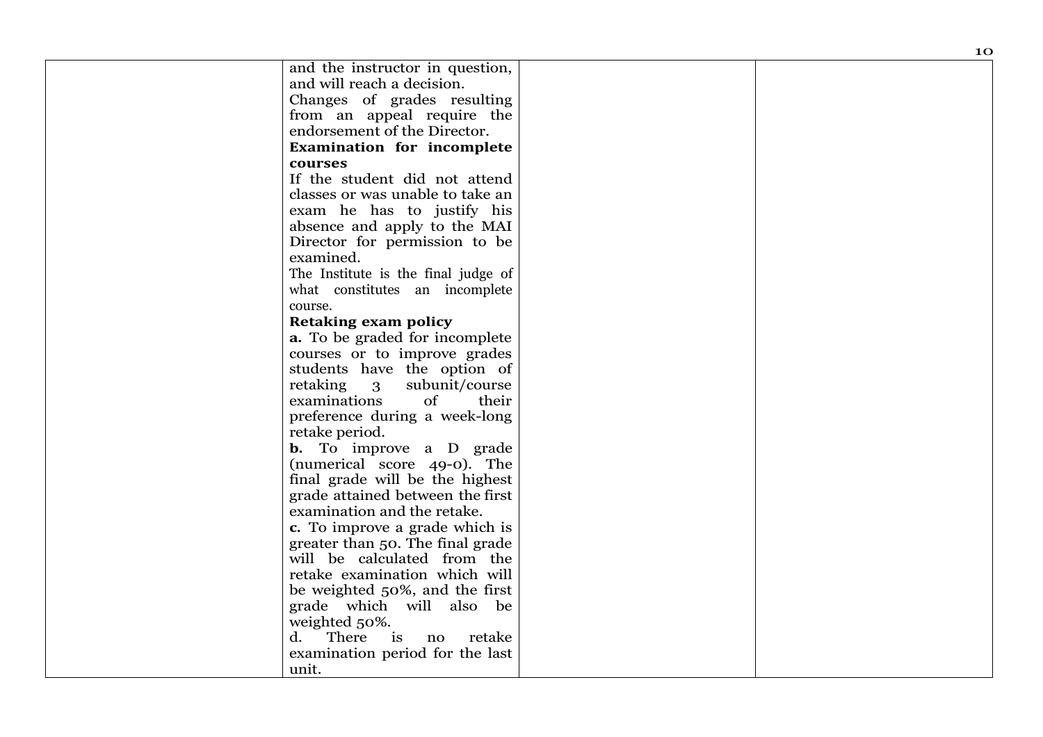| | | | |
|---|---|---|---|
| | and the instructor in question, and will reach a decision.<br>Changes of grades resulting from an appeal require the endorsement of the Director.<br>**Examination for incomplete courses**<br>If the student did not attend classes or was unable to take an exam he has to justify his absence and apply to the MAI Director for permission to be examined.<br>The Institute is the final judge of what constitutes an incomplete course.<br>**Retaking exam policy**<br>**a.** To be graded for incomplete courses or to improve grades students have the option of retaking 3 subunit/course examinations of their preference during a week-long retake period.<br>**b.** To improve a D grade (numerical score 49-0). The final grade will be the highest grade attained between the first examination and the retake.<br>**c.** To improve a grade which is greater than 50. The final grade will be calculated from the retake examination which will be weighted 50%, and the first grade which will also be weighted 50%.<br>d. There is no retake examination period for the last unit. | | |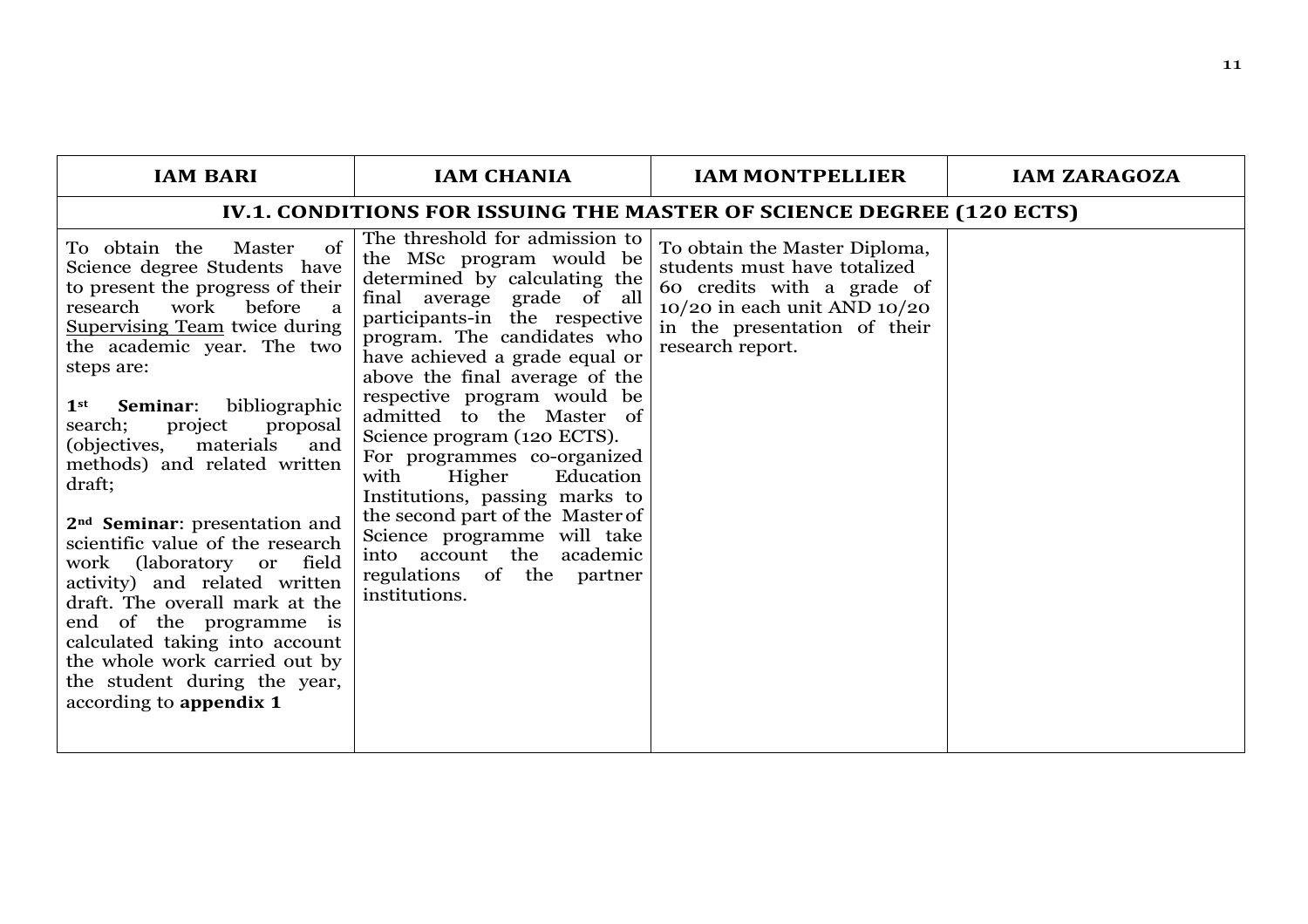| IAM BARI | IAM CHANIA | IAM MONTPELLIER | IAM ZARAGOZA |
|---|---|---|---|
| **IV.1. CONDITIONS FOR ISSUING THE MASTER OF SCIENCE DEGREE (120 ECTS)** | | | |
| To obtain the Master of Science degree Students have to present the progress of their research work before a <u>Supervising Team</u> twice during the academic year. The two steps are:<br><br>**1st Seminar**: bibliographic search; project proposal (objectives, materials and methods) and related written draft;<br><br>**2nd Seminar**: presentation and scientific value of the research work (laboratory or field activity) and related written draft. The overall mark at the end of the programme is calculated taking into account the whole work carried out by the student during the year, according to **appendix 1** | The threshold for admission to the MSc program would be determined by calculating the final average grade of all participants-in the respective program. The candidates who have achieved a grade equal or above the final average of the respective program would be admitted to the Master of Science program (120 ECTS).<br>For programmes co-organized with Higher Education Institutions, passing marks to the second part of the Master of Science programme will take into account the academic regulations of the partner institutions. | To obtain the Master Diploma, students must have totalized 60 credits with a grade of 10/20 in each unit AND 10/20 in the presentation of their research report. | |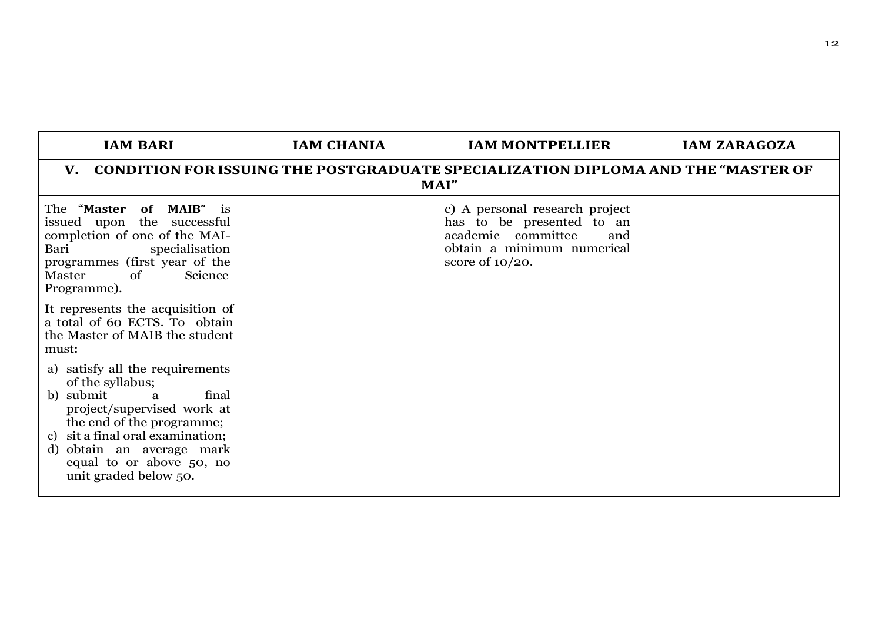| IAM BARI | IAM CHANIA | IAM MONTPELLIER | IAM ZARAGOZA |
|---|---|---|---|
| **V. CONDITION FOR ISSUING THE POSTGRADUATE SPECIALIZATION DIPLOMA AND THE "MASTER OF MAI"** | | | |
| The "**Master of MAIB**" is issued upon the successful completion of one of the MAI-Bari specialisation programmes (first year of the Master of Science Programme).<br><br>It represents the acquisition of a total of 60 ECTS. To obtain the Master of MAIB the student must:<br><br>a) satisfy all the requirements of the syllabus;<br>b) submit a final project/supervised work at the end of the programme;<br>c) sit a final oral examination;<br>d) obtain an average mark equal to or above 50, no unit graded below 50. | | c) A personal research project has to be presented to an academic committee and obtain a minimum numerical score of 10/20. | |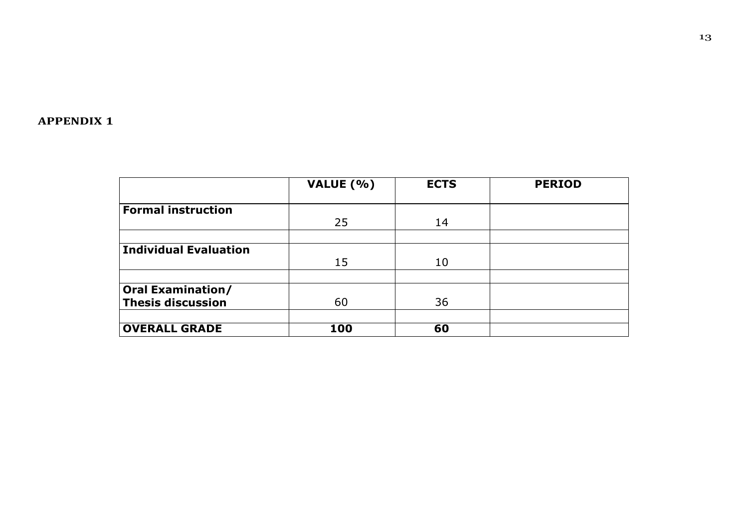**APPENDIX 1**

| | VALUE (%) | ECTS | PERIOD |
|---|---|---|---|
| **Formal instruction** | 25 | 14 | |
| | | | |
| **Individual Evaluation** | 15 | 10 | |
| | | | |
| **Oral Examination/ Thesis discussion** | 60 | 36 | |
| | | | |
| **OVERALL GRADE** | **100** | **60** | |